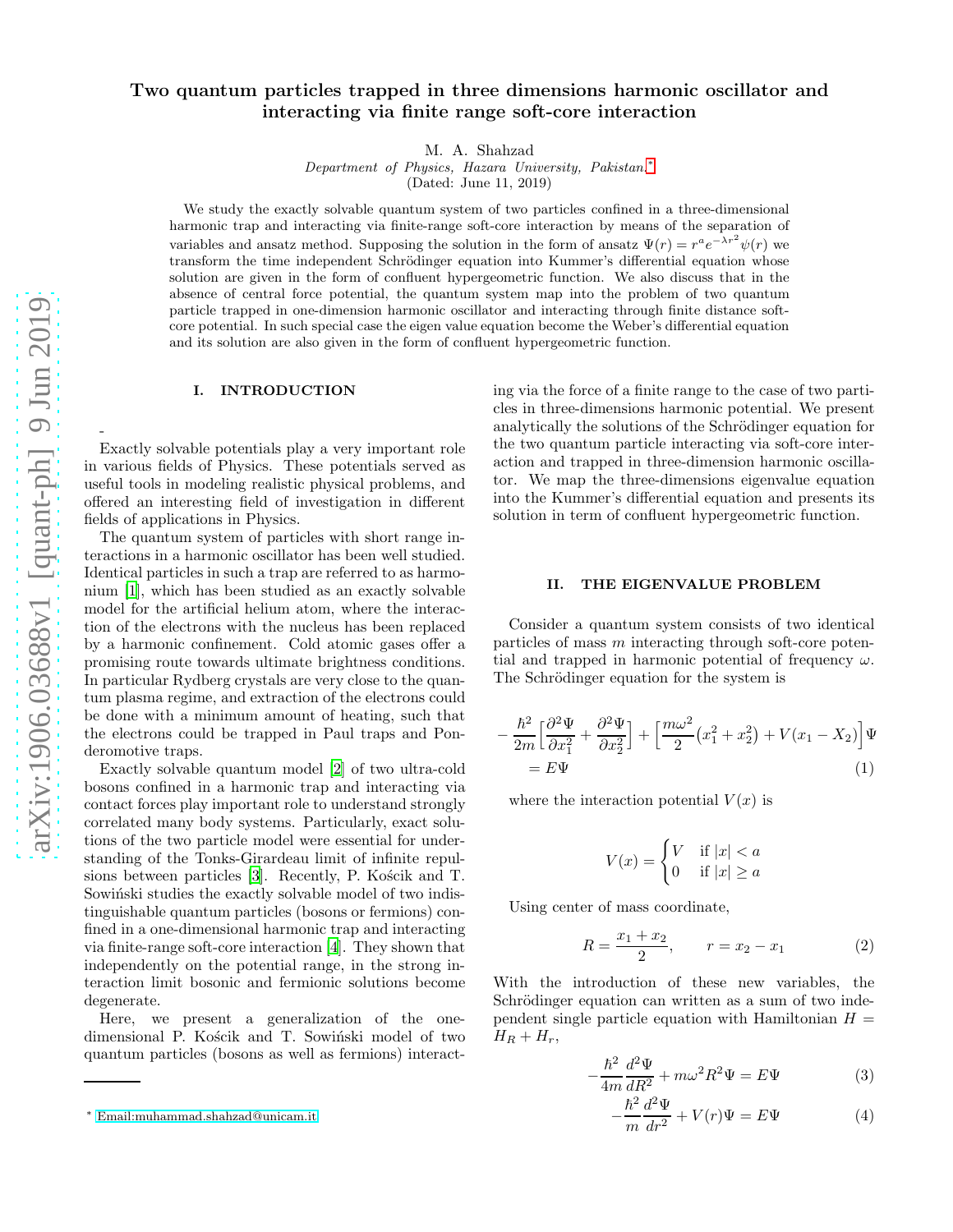# Two quantum particles trapped in three dimensions harmonic oscillator and interacting via finite range soft-core interaction

M. A. Shahzad

*Department of Physics, Hazara University, Pakistan.*[*]

(Dated: June 11, 2019)

We study the exactly solvable quantum system of two particles confined in a three-dimensional harmonic trap and interacting via finite-range soft-core interaction by means of the separation of variables and ansatz method. Supposing the solution in the form of ansatz $\Psi(r) = r^a e^{-\lambda r^2}\psi(r)$ we transform the time independent Schrödinger equation into Kummer's differential equation whose solution are given in the form of confluent hypergeometric function. We also discuss that in the absence of central force potential, the quantum system map into the problem of two quantum particle trapped in one-dimension harmonic oscillator and interacting through finite distance soft-core potential. In such special case the eigen value equation become the Weber's differential equation and its solution are also given in the form of confluent hypergeometric function.

## I. INTRODUCTION

-

Exactly solvable potentials play a very important role in various fields of Physics. These potentials served as useful tools in modeling realistic physical problems, and offered an interesting field of investigation in different fields of applications in Physics.

The quantum system of particles with short range interactions in a harmonic oscillator has been well studied. Identical particles in such a trap are referred to as harmonium [1], which has been studied as an exactly solvable model for the artificial helium atom, where the interaction of the electrons with the nucleus has been replaced by a harmonic confinement. Cold atomic gases offer a promising route towards ultimate brightness conditions. In particular Rydberg crystals are very close to the quantum plasma regime, and extraction of the electrons could be done with a minimum amount of heating, such that the electrons could be trapped in Paul traps and Ponderomotive traps.

Exactly solvable quantum model [2] of two ultra-cold bosons confined in a harmonic trap and interacting via contact forces play important role to understand strongly correlated many body systems. Particularly, exact solutions of the two particle model were essential for understanding of the Tonks-Girardeau limit of infinite repulsions between particles [3]. Recently, P. Kościk and T. Sowiński studies the exactly solvable model of two indistinguishable quantum particles (bosons or fermions) confined in a one-dimensional harmonic trap and interacting via finite-range soft-core interaction [4]. They shown that independently on the potential range, in the strong interaction limit bosonic and fermionic solutions become degenerate.

Here, we present a generalization of the one-dimensional P. Kościk and T. Sowiński model of two quantum particles (bosons as well as fermions) interacting via the force of a finite range to the case of two particles in three-dimensions harmonic potential. We present analytically the solutions of the Schrödinger equation for the two quantum particle interacting via soft-core interaction and trapped in three-dimension harmonic oscillator. We map the three-dimensions eigenvalue equation into the Kummer's differential equation and presents its solution in term of confluent hypergeometric function.

## II. THE EIGENVALUE PROBLEM

Consider a quantum system consists of two identical particles of mass $m$ interacting through soft-core potential and trapped in harmonic potential of frequency $\omega$. The Schrödinger equation for the system is

$$
-\frac{\hbar^2}{2m}\Big[\frac{\partial^2\Psi}{\partial x_1^2}+\frac{\partial^2\Psi}{\partial x_2^2}\Big]+\Big[\frac{m\omega^2}{2}\big(x_1^2+x_2^2\big)+V(x_1-X_2)\Big]\Psi = E\Psi \tag{1}
$$

where the interaction potential $V(x)$ is

$$
V(x)=\begin{cases} V & \text{if } |x|<a \\ 0 & \text{if } |x|\geq a \end{cases}
$$

Using center of mass coordinate,

$$
R=\frac{x_1+x_2}{2}, \qquad r=x_2-x_1 \tag{2}
$$

With the introduction of these new variables, the Schrödinger equation can written as a sum of two independent single particle equation with Hamiltonian $H = H_R + H_r$,

$$
-\frac{\hbar^2}{4m}\frac{d^2\Psi}{dR^2}+m\omega^2R^2\Psi = E\Psi \tag{3}
$$

$$
-\frac{\hbar^2}{m}\frac{d^2\Psi}{dr^2}+V(r)\Psi = E\Psi \tag{4}
$$

[*] Email:muhammad.shahzad@unicam.it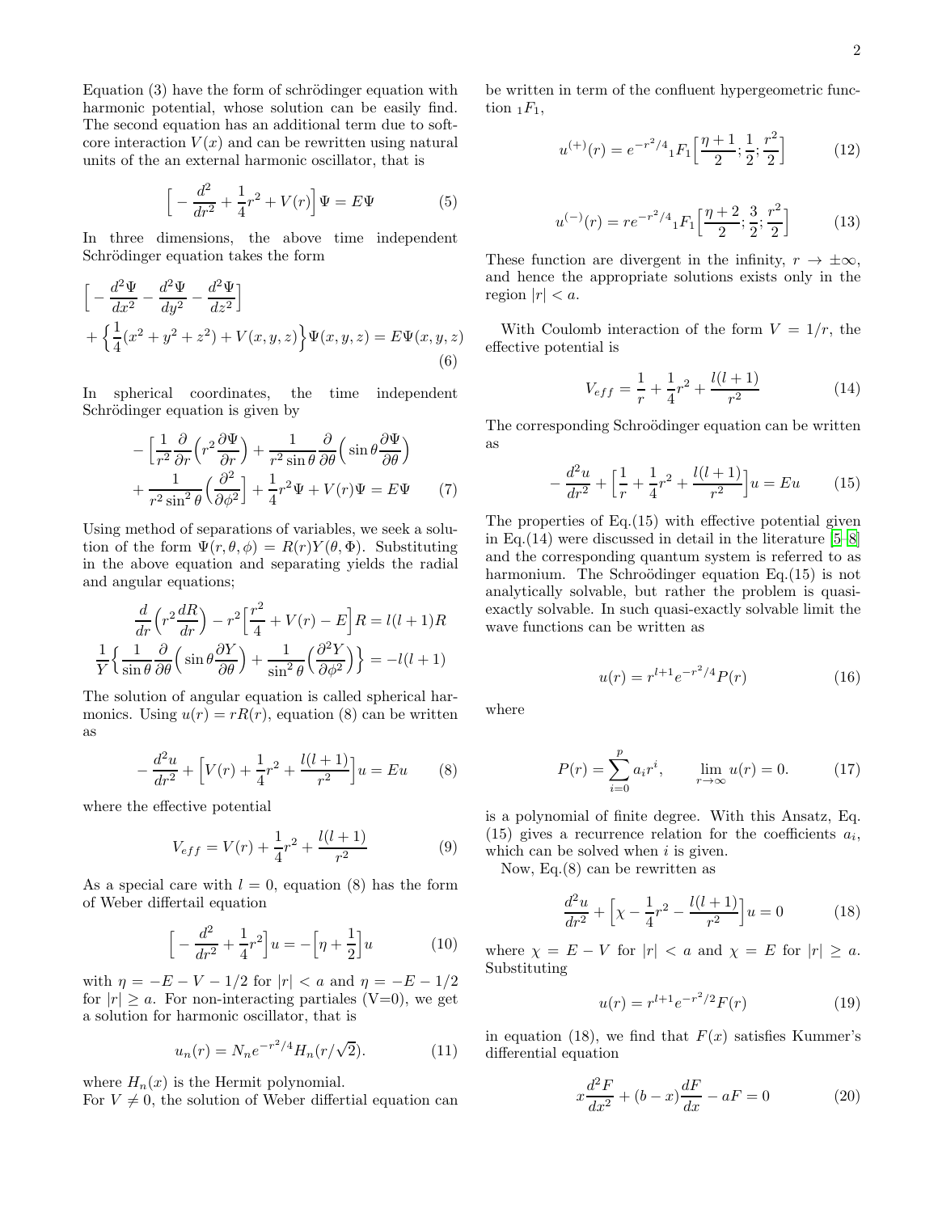Equation (3) have the form of schrödinger equation with harmonic potential, whose solution can be easily find. The second equation has an additional term due to soft-core interaction $V(x)$ and can be rewritten using natural units of the an external harmonic oscillator, that is

$$\Big[ -\frac{d^2}{dr^2} + \frac{1}{4}r^2 + V(r)\Big]\Psi = E\Psi \tag{5}$$

In three dimensions, the above time independent Schrödinger equation takes the form

$$\Big[ -\frac{d^2\Psi}{dx^2} - \frac{d^2\Psi}{dy^2} - \frac{d^2\Psi}{dz^2}\Big] + \Big\{\frac{1}{4}(x^2+y^2+z^2) + V(x,y,z)\Big\}\Psi(x,y,z) = E\Psi(x,y,z) \tag{6}$$

In spherical coordinates, the time independent Schrödinger equation is given by

$$-\Big[\frac{1}{r^2}\frac{\partial}{\partial r}\Big(r^2\frac{\partial \Psi}{\partial r}\Big) + \frac{1}{r^2\sin\theta}\frac{\partial}{\partial\theta}\Big(\sin\theta\frac{\partial\Psi}{\partial\theta}\Big) + \frac{1}{r^2\sin^2\theta}\Big(\frac{\partial^2}{\partial\phi^2}\Big] + \frac{1}{4}r^2\Psi + V(r)\Psi = E\Psi \tag{7}$$

Using method of separations of variables, we seek a solution of the form $\Psi(r,\theta,\phi) = R(r)Y(\theta,\Phi)$. Substituting in the above equation and separating yields the radial and angular equations;

$$\frac{d}{dr}\Big(r^2\frac{dR}{dr}\Big) - r^2\Big[\frac{r^2}{4} + V(r) - E\Big]R = l(l+1)R$$

$$\frac{1}{Y}\Big\{\frac{1}{\sin\theta}\frac{\partial}{\partial\theta}\Big(\sin\theta\frac{\partial Y}{\partial\theta}\Big) + \frac{1}{\sin^2\theta}\Big(\frac{\partial^2 Y}{\partial\phi^2}\Big)\Big\} = -l(l+1)$$

The solution of angular equation is called spherical harmonics. Using $u(r) = rR(r)$, equation (8) can be written as

$$-\frac{d^2u}{dr^2} + \Big[V(r) + \frac{1}{4}r^2 + \frac{l(l+1)}{r^2}\Big]u = Eu \tag{8}$$

where the effective potential

$$V_{eff} = V(r) + \frac{1}{4}r^2 + \frac{l(l+1)}{r^2} \tag{9}$$

As a special care with $l = 0$, equation (8) has the form of Weber differtail equation

$$\Big[ -\frac{d^2}{dr^2} + \frac{1}{4}r^2\Big]u = -\Big[\eta + \frac{1}{2}\Big]u \tag{10}$$

with $\eta = -E - V - 1/2$ for $|r| < a$ and $\eta = -E - 1/2$ for $|r| \geq a$. For non-interacting partiales (V=0), we get a solution for harmonic oscillator, that is

$$u_n(r) = N_n e^{-r^2/4}H_n(r/\sqrt{2}). \tag{11}$$

where $H_n(x)$ is the Hermit polynomial.
For $V \neq 0$, the solution of Weber differtial equation can be written in term of the confluent hypergeometric function ${}_1F_1$,

$$u^{(+)}(r) = e^{-r^2/4}{}_1F_1\Big[\frac{\eta+1}{2};\frac{1}{2};\frac{r^2}{2}\Big] \tag{12}$$

$$u^{(-)}(r) = re^{-r^2/4}{}_1F_1\Big[\frac{\eta+2}{2};\frac{3}{2};\frac{r^2}{2}\Big] \tag{13}$$

These function are divergent in the infinity, $r \to \pm\infty$, and hence the appropriate solutions exists only in the region $|r| < a$.

With Coulomb interaction of the form $V = 1/r$, the effective potential is

$$V_{eff} = \frac{1}{r} + \frac{1}{4}r^2 + \frac{l(l+1)}{r^2} \tag{14}$$

The corresponding Schroödinger equation can be written as

$$-\frac{d^2u}{dr^2} + \Big[\frac{1}{r} + \frac{1}{4}r^2 + \frac{l(l+1)}{r^2}\Big]u = Eu \tag{15}$$

The properties of Eq.(15) with effective potential given in Eq.(14) were discussed in detail in the literature [5–8] and the corresponding quantum system is referred to as harmonium. The Schroödinger equation Eq.(15) is not analytically solvable, but rather the problem is quasi-exactly solvable. In such quasi-exactly solvable limit the wave functions can be written as

$$u(r) = r^{l+1}e^{-r^2/4}P(r) \tag{16}$$

where

$$P(r) = \sum_{i=0}^{p} a_i r^i, \qquad \lim_{r\to\infty} u(r) = 0. \tag{17}$$

is a polynomial of finite degree. With this Ansatz, Eq. (15) gives a recurrence relation for the coefficients $a_i$, which can be solved when $i$ is given.

Now, Eq.(8) can be rewritten as

$$\frac{d^2u}{dr^2} + \Big[\chi - \frac{1}{4}r^2 - \frac{l(l+1)}{r^2}\Big]u = 0 \tag{18}$$

where $\chi = E - V$ for $|r| < a$ and $\chi = E$ for $|r| \geq a$. Substituting

$$u(r) = r^{l+1}e^{-r^2/2}F(r) \tag{19}$$

in equation (18), we find that $F(x)$ satisfies Kummer's differential equation

$$x\frac{d^2F}{dx^2} + (b - x)\frac{dF}{dx} - aF = 0 \tag{20}$$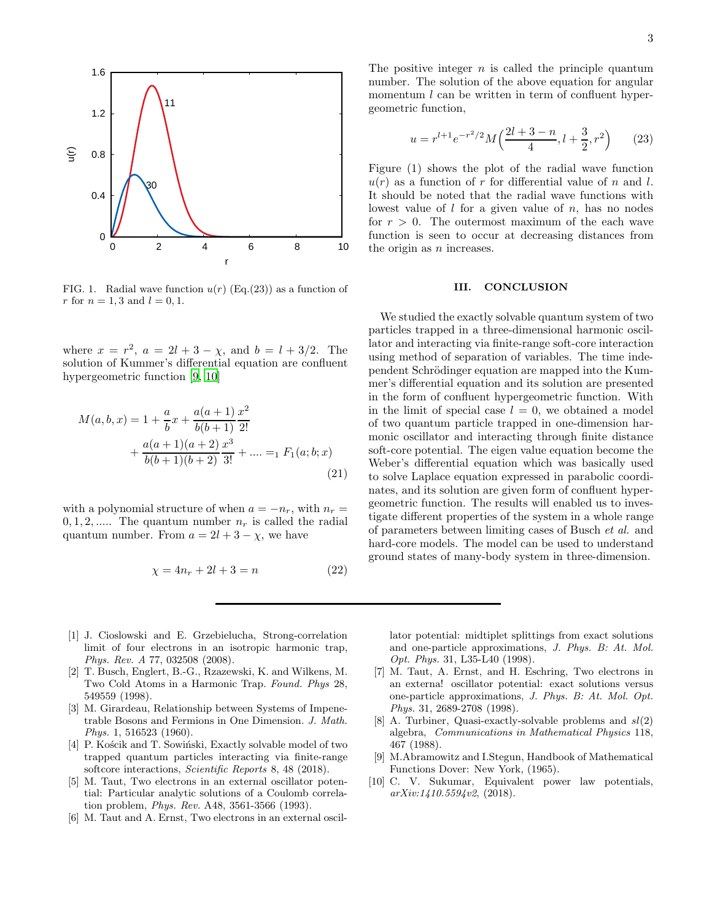1.6

1.2

0.8

0.4

0

u(r)

0 2 4 6 8 10

r

11

30

FIG. 1. Radial wave function $u(r)$ (Eq.(23)) as a function of $r$ for $n = 1, 3$ and $l = 0, 1$.

where $x = r^2$, $a = 2l + 3 - \chi$, and $b = l + 3/2$. The solution of Kummer's differential equation are confluent hypergeometric function [9, 10]

$$M(a,b,x) = 1 + \frac{a}{b}x + \frac{a(a+1)}{b(b+1)}\frac{x^2}{2!} + \frac{a(a+1)(a+2)}{b(b+1)(b+2)}\frac{x^3}{3!} + .... = {}_1F_1(a;b;x) \tag{21}$$

with a polynomial structure of when $a = -n_r$, with $n_r = 0, 1, 2, .....$ The quantum number $n_r$ is called the radial quantum number. From $a = 2l + 3 - \chi$, we have

$$\chi = 4n_r + 2l + 3 = n \tag{22}$$

The positive integer $n$ is called the principle quantum number. The solution of the above equation for angular momentum $l$ can be written in term of confluent hypergeometric function,

$$u = r^{l+1}e^{-r^2/2}M\Big(\frac{2l+3-n}{4}, l + \frac{3}{2}, r^2\Big) \tag{23}$$

Figure (1) shows the plot of the radial wave function $u(r)$ as a function of $r$ for differential value of $n$ and $l$. It should be noted that the radial wave functions with lowest value of $l$ for a given value of $n$, has no nodes for $r > 0$. The outermost maximum of the each wave function is seen to occur at decreasing distances from the origin as $n$ increases.

## III. CONCLUSION

We studied the exactly solvable quantum system of two particles trapped in a three-dimensional harmonic oscillator and interacting via finite-range soft-core interaction using method of separation of variables. The time independent Schrödinger equation are mapped into the Kummer's differential equation and its solution are presented in the form of confluent hypergeometric function. With in the limit of special case $l = 0$, we obtained a model of two quantum particle trapped in one-dimension harmonic oscillator and interacting through finite distance soft-core potential. The eigen value equation become the Weber's differential equation which was basically used to solve Laplace equation expressed in parabolic coordinates, and its solution are given form of confluent hypergeometric function. The results will enabled us to investigate different properties of the system in a whole range of parameters between limiting cases of Busch *et al.* and hard-core models. The model can be used to understand ground states of many-body system in three-dimension.

---

[1] J. Cioslowski and E. Grzebielucha, Strong-correlation limit of four electrons in an isotropic harmonic trap, *Phys. Rev. A* 77, 032508 (2008).

[2] T. Busch, Englert, B.-G., Rzazewski, K. and Wilkens, M. Two Cold Atoms in a Harmonic Trap. *Found. Phys* 28, 549559 (1998).

[3] M. Girardeau, Relationship between Systems of Impenetrable Bosons and Fermions in One Dimension. *J. Math. Phys.* 1, 516523 (1960).

[4] P. Kościk and T. Sowiński, Exactly solvable model of two trapped quantum particles interacting via finite-range softcore interactions, *Scientific Reports* 8, 48 (2018).

[5] M. Taut, Two electrons in an external oscillator potential: Particular analytic solutions of a Coulomb correlation problem, *Phys. Rev.* A48, 3561-3566 (1993).

[6] M. Taut and A. Ernst, Two electrons in an external oscillator potential: midtiplet splittings from exact solutions and one-particle approximations, *J. Phys. B: At. Mol. Opt. Phys.* 31, L35-L40 (1998).

[7] M. Taut, A. Ernst, and H. Eschring, Two electrons in an externa! oscillator potential: exact solutions versus one-particle approximations, *J. Phys. B: At. Mol. Opt. Phys.* 31, 2689-2708 (1998).

[8] A. Turbiner, Quasi-exactly-solvable problems and $sl(2)$ algebra, *Communications in Mathematical Physics* 118, 467 (1988).

[9] M.Abramowitz and I.Stegun, Handbook of Mathematical Functions Dover: New York, (1965).

[10] C. V. Sukumar, Equivalent power law potentials, *arXiv:1410.5594v2*, (2018).